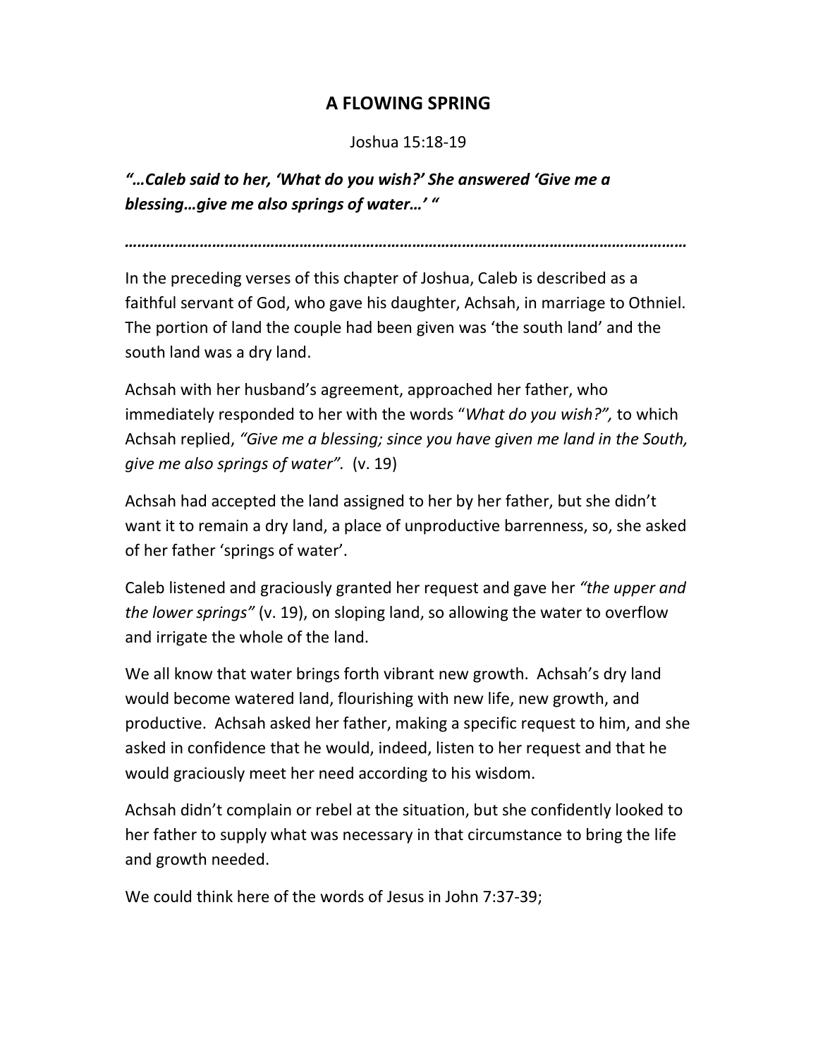# A FLOWING SPRING

Joshua 15:18-19

***"…Caleb said to her, 'What do you wish?' She answered 'Give me a blessing…give me also springs of water…' "***

***………………………………………………………………………………………………………………………***

In the preceding verses of this chapter of Joshua, Caleb is described as a faithful servant of God, who gave his daughter, Achsah, in marriage to Othniel. The portion of land the couple had been given was 'the south land' and the south land was a dry land.

Achsah with her husband's agreement, approached her father, who immediately responded to her with the words "*What do you wish?",* to which Achsah replied, *"Give me a blessing; since you have given me land in the South, give me also springs of water".* (v. 19)

Achsah had accepted the land assigned to her by her father, but she didn't want it to remain a dry land, a place of unproductive barrenness, so, she asked of her father 'springs of water'.

Caleb listened and graciously granted her request and gave her *"the upper and the lower springs"* (v. 19), on sloping land, so allowing the water to overflow and irrigate the whole of the land.

We all know that water brings forth vibrant new growth. Achsah's dry land would become watered land, flourishing with new life, new growth, and productive. Achsah asked her father, making a specific request to him, and she asked in confidence that he would, indeed, listen to her request and that he would graciously meet her need according to his wisdom.

Achsah didn't complain or rebel at the situation, but she confidently looked to her father to supply what was necessary in that circumstance to bring the life and growth needed.

We could think here of the words of Jesus in John 7:37-39;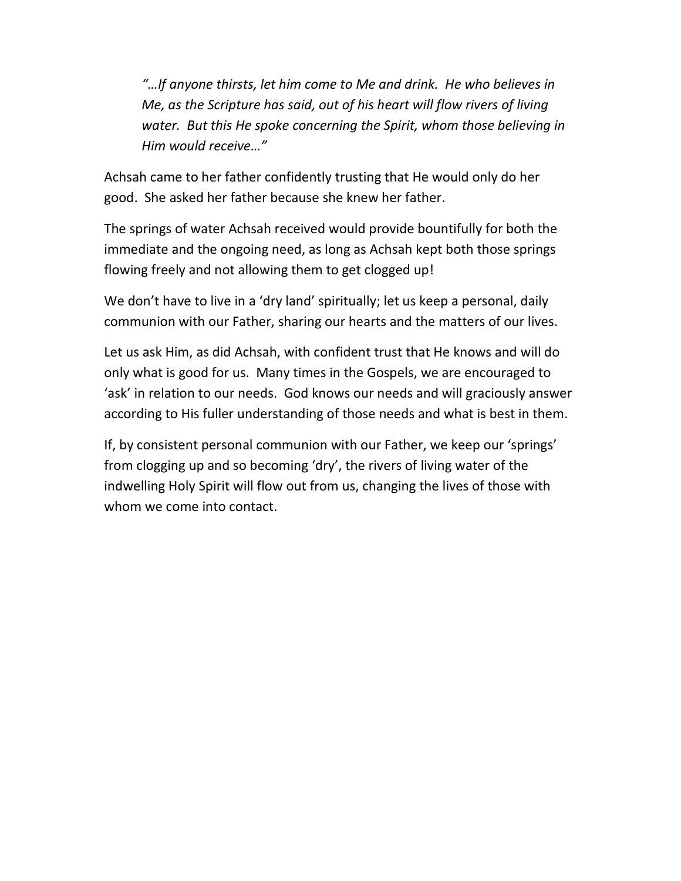*"…If anyone thirsts, let him come to Me and drink. He who believes in Me, as the Scripture has said, out of his heart will flow rivers of living water. But this He spoke concerning the Spirit, whom those believing in Him would receive…"*

Achsah came to her father confidently trusting that He would only do her good. She asked her father because she knew her father.

The springs of water Achsah received would provide bountifully for both the immediate and the ongoing need, as long as Achsah kept both those springs flowing freely and not allowing them to get clogged up!

We don't have to live in a 'dry land' spiritually; let us keep a personal, daily communion with our Father, sharing our hearts and the matters of our lives.

Let us ask Him, as did Achsah, with confident trust that He knows and will do only what is good for us. Many times in the Gospels, we are encouraged to 'ask' in relation to our needs. God knows our needs and will graciously answer according to His fuller understanding of those needs and what is best in them.

If, by consistent personal communion with our Father, we keep our 'springs' from clogging up and so becoming 'dry', the rivers of living water of the indwelling Holy Spirit will flow out from us, changing the lives of those with whom we come into contact.